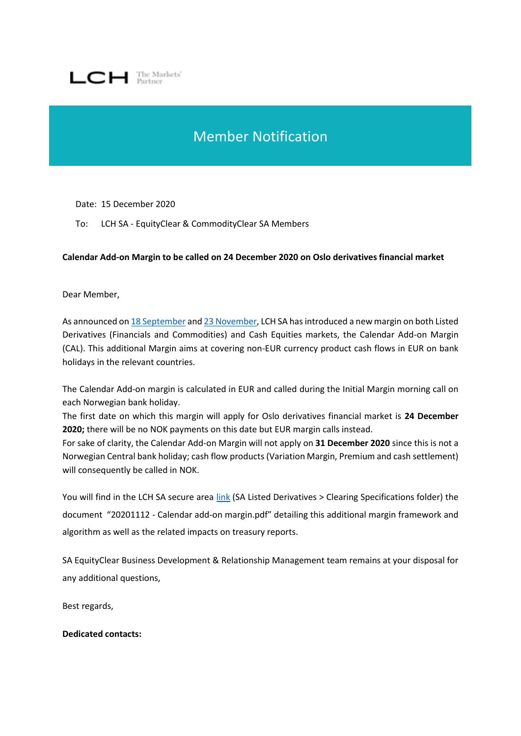LCH The Markets' Partner

# Member Notification

Date: 15 December 2020

To: LCH SA - EquityClear & CommodityClear SA Members

**Calendar Add-on Margin to be called on 24 December 2020 on Oslo derivatives financial market**

Dear Member,

As announced on [18 September]() and [23 November](), LCH SA has introduced a new margin on both Listed Derivatives (Financials and Commodities) and Cash Equities markets, the Calendar Add-on Margin (CAL). This additional Margin aims at covering non-EUR currency product cash flows in EUR on bank holidays in the relevant countries.

The Calendar Add-on margin is calculated in EUR and called during the Initial Margin morning call on each Norwegian bank holiday.
The first date on which this margin will apply for Oslo derivatives financial market is **24 December 2020;** there will be no NOK payments on this date but EUR margin calls instead.
For sake of clarity, the Calendar Add-on Margin will not apply on **31 December 2020** since this is not a Norwegian Central bank holiday; cash flow products (Variation Margin, Premium and cash settlement) will consequently be called in NOK.

You will find in the LCH SA secure area [link]() (SA Listed Derivatives > Clearing Specifications folder) the document "20201112 - Calendar add-on margin.pdf" detailing this additional margin framework and algorithm as well as the related impacts on treasury reports.

SA EquityClear Business Development & Relationship Management team remains at your disposal for any additional questions,

Best regards,

**Dedicated contacts:**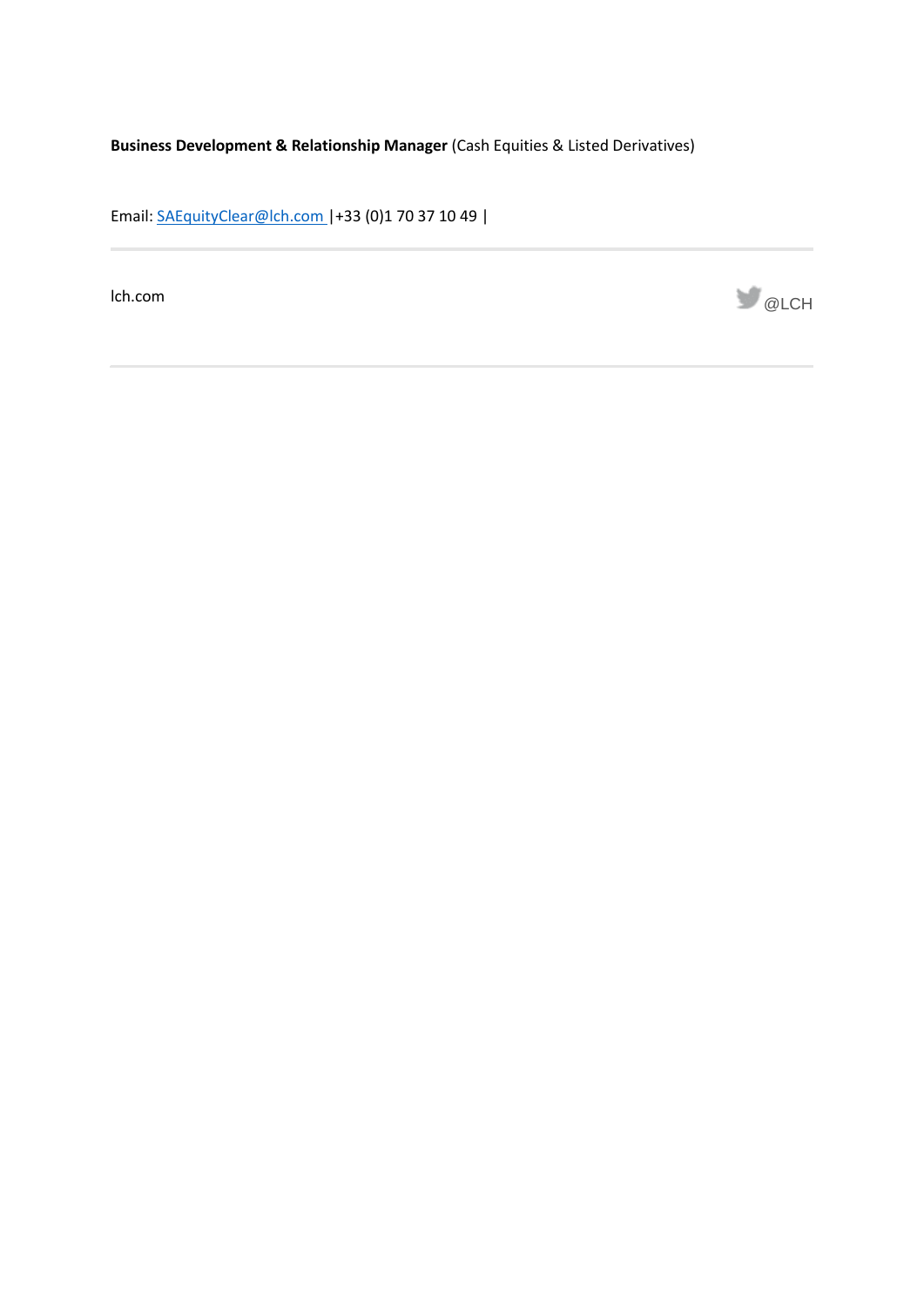**Business Development & Relationship Manager** (Cash Equities & Listed Derivatives)

Email: SAEquityClear@lch.com |+33 (0)1 70 37 10 49 |

---

lch.com

@LCH

---